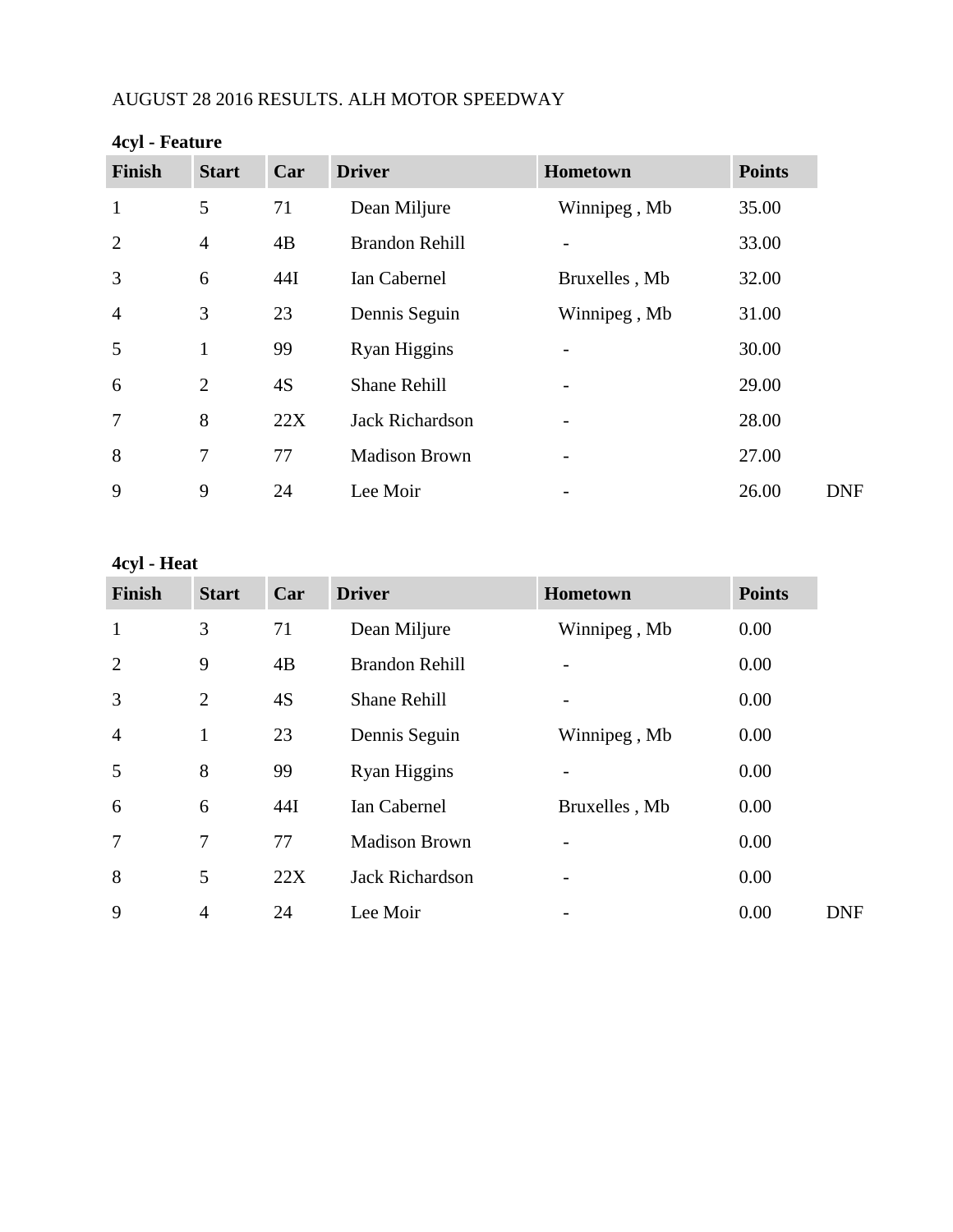AUGUST 28 2016 RESULTS. ALH MOTOR SPEEDWAY

**4cyl - Feature**

| Finish | Start | Car | Driver | Hometown | Points | |
|---|---|---|---|---|---|---|
| 1 | 5 | 71 | Dean Miljure | Winnipeg , Mb | 35.00 | |
| 2 | 4 | 4B | Brandon Rehill | - | 33.00 | |
| 3 | 6 | 44I | Ian Cabernel | Bruxelles , Mb | 32.00 | |
| 4 | 3 | 23 | Dennis Seguin | Winnipeg , Mb | 31.00 | |
| 5 | 1 | 99 | Ryan Higgins | - | 30.00 | |
| 6 | 2 | 4S | Shane Rehill | - | 29.00 | |
| 7 | 8 | 22X | Jack Richardson | - | 28.00 | |
| 8 | 7 | 77 | Madison Brown | - | 27.00 | |
| 9 | 9 | 24 | Lee Moir | - | 26.00 | DNF |

**4cyl - Heat**

| Finish | Start | Car | Driver | Hometown | Points | |
|---|---|---|---|---|---|---|
| 1 | 3 | 71 | Dean Miljure | Winnipeg , Mb | 0.00 | |
| 2 | 9 | 4B | Brandon Rehill | - | 0.00 | |
| 3 | 2 | 4S | Shane Rehill | - | 0.00 | |
| 4 | 1 | 23 | Dennis Seguin | Winnipeg , Mb | 0.00 | |
| 5 | 8 | 99 | Ryan Higgins | - | 0.00 | |
| 6 | 6 | 44I | Ian Cabernel | Bruxelles , Mb | 0.00 | |
| 7 | 7 | 77 | Madison Brown | - | 0.00 | |
| 8 | 5 | 22X | Jack Richardson | - | 0.00 | |
| 9 | 4 | 24 | Lee Moir | - | 0.00 | DNF |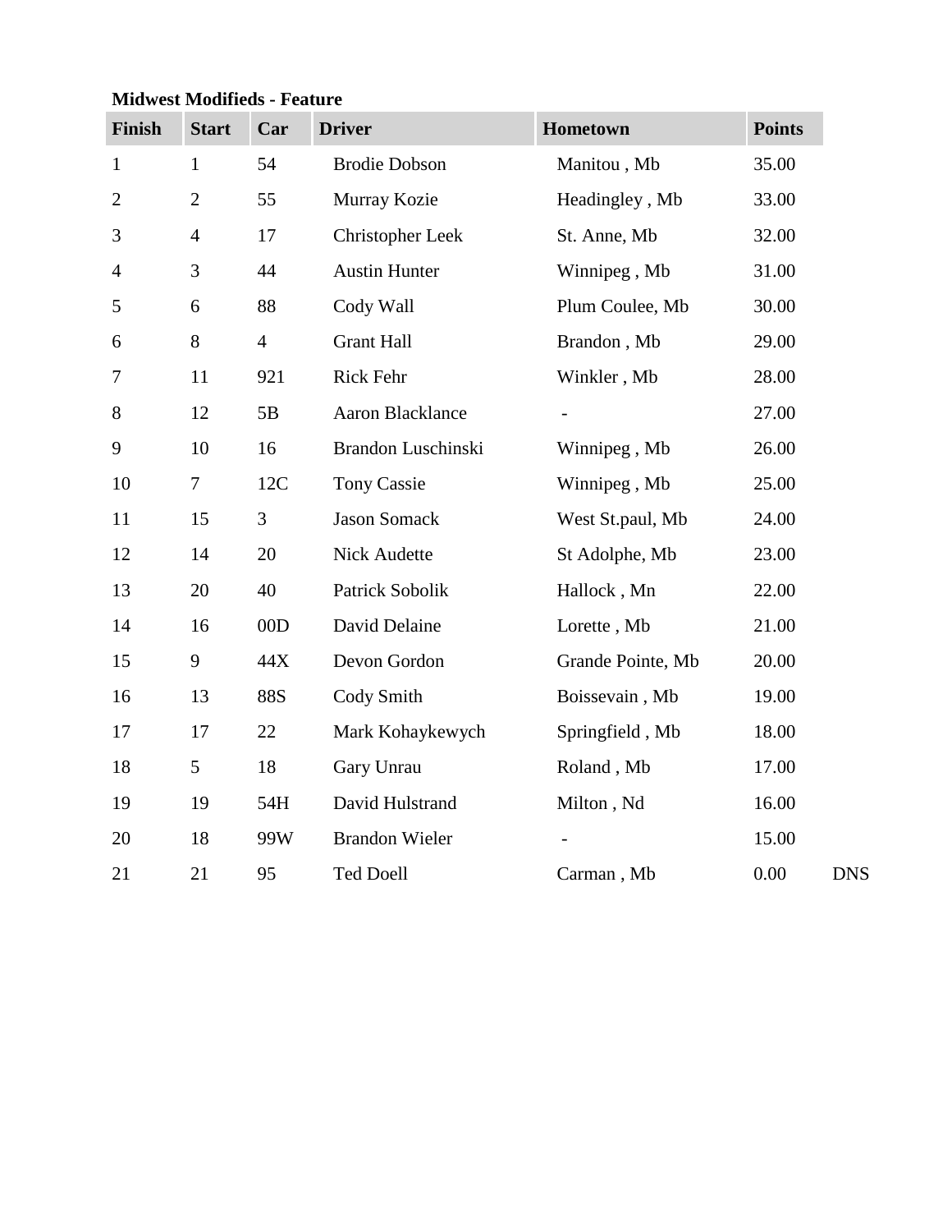**Midwest Modifieds - Feature**

| Finish | Start | Car | Driver | Hometown | Points | |
|---|---|---|---|---|---|---|
| 1 | 1 | 54 | Brodie Dobson | Manitou , Mb | 35.00 | |
| 2 | 2 | 55 | Murray Kozie | Headingley , Mb | 33.00 | |
| 3 | 4 | 17 | Christopher Leek | St. Anne, Mb | 32.00 | |
| 4 | 3 | 44 | Austin Hunter | Winnipeg , Mb | 31.00 | |
| 5 | 6 | 88 | Cody Wall | Plum Coulee, Mb | 30.00 | |
| 6 | 8 | 4 | Grant Hall | Brandon , Mb | 29.00 | |
| 7 | 11 | 921 | Rick Fehr | Winkler , Mb | 28.00 | |
| 8 | 12 | 5B | Aaron Blacklance | - | 27.00 | |
| 9 | 10 | 16 | Brandon Luschinski | Winnipeg , Mb | 26.00 | |
| 10 | 7 | 12C | Tony Cassie | Winnipeg , Mb | 25.00 | |
| 11 | 15 | 3 | Jason Somack | West St.paul, Mb | 24.00 | |
| 12 | 14 | 20 | Nick Audette | St Adolphe, Mb | 23.00 | |
| 13 | 20 | 40 | Patrick Sobolik | Hallock , Mn | 22.00 | |
| 14 | 16 | 00D | David Delaine | Lorette , Mb | 21.00 | |
| 15 | 9 | 44X | Devon Gordon | Grande Pointe, Mb | 20.00 | |
| 16 | 13 | 88S | Cody Smith | Boissevain , Mb | 19.00 | |
| 17 | 17 | 22 | Mark Kohaykewych | Springfield , Mb | 18.00 | |
| 18 | 5 | 18 | Gary Unrau | Roland , Mb | 17.00 | |
| 19 | 19 | 54H | David Hulstrand | Milton , Nd | 16.00 | |
| 20 | 18 | 99W | Brandon Wieler | - | 15.00 | |
| 21 | 21 | 95 | Ted Doell | Carman , Mb | 0.00 | DNS |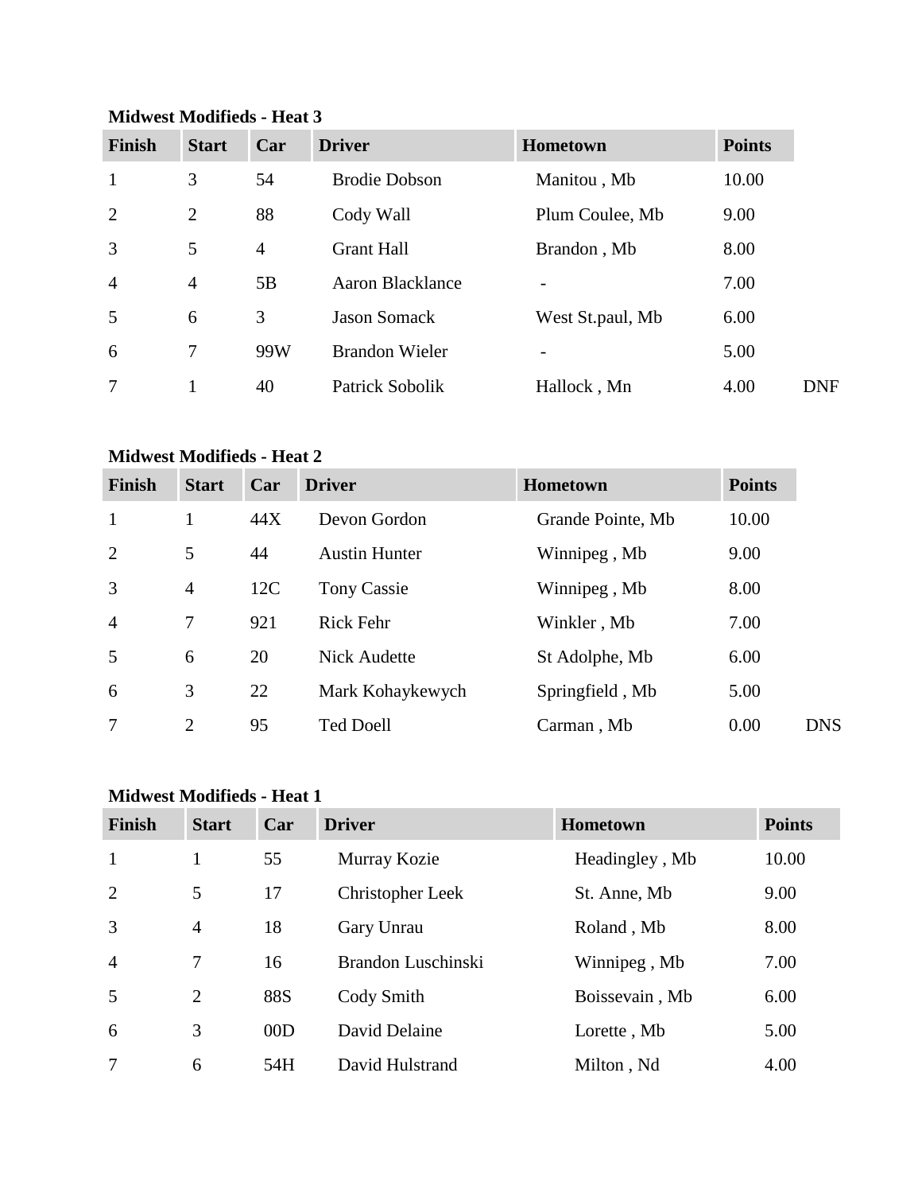**Midwest Modifieds - Heat 3**

| Finish | Start | Car | Driver | Hometown | Points | |
|---|---|---|---|---|---|---|
| 1 | 3 | 54 | Brodie Dobson | Manitou , Mb | 10.00 | |
| 2 | 2 | 88 | Cody Wall | Plum Coulee, Mb | 9.00 | |
| 3 | 5 | 4 | Grant Hall | Brandon , Mb | 8.00 | |
| 4 | 4 | 5B | Aaron Blacklance | - | 7.00 | |
| 5 | 6 | 3 | Jason Somack | West St.paul, Mb | 6.00 | |
| 6 | 7 | 99W | Brandon Wieler | - | 5.00 | |
| 7 | 1 | 40 | Patrick Sobolik | Hallock , Mn | 4.00 | DNF |

**Midwest Modifieds - Heat 2**

| Finish | Start | Car | Driver | Hometown | Points | |
|---|---|---|---|---|---|---|
| 1 | 1 | 44X | Devon Gordon | Grande Pointe, Mb | 10.00 | |
| 2 | 5 | 44 | Austin Hunter | Winnipeg , Mb | 9.00 | |
| 3 | 4 | 12C | Tony Cassie | Winnipeg , Mb | 8.00 | |
| 4 | 7 | 921 | Rick Fehr | Winkler , Mb | 7.00 | |
| 5 | 6 | 20 | Nick Audette | St Adolphe, Mb | 6.00 | |
| 6 | 3 | 22 | Mark Kohaykewych | Springfield , Mb | 5.00 | |
| 7 | 2 | 95 | Ted Doell | Carman , Mb | 0.00 | DNS |

**Midwest Modifieds - Heat 1**

| Finish | Start | Car | Driver | Hometown | Points |
|---|---|---|---|---|---|
| 1 | 1 | 55 | Murray Kozie | Headingley , Mb | 10.00 |
| 2 | 5 | 17 | Christopher Leek | St. Anne, Mb | 9.00 |
| 3 | 4 | 18 | Gary Unrau | Roland , Mb | 8.00 |
| 4 | 7 | 16 | Brandon Luschinski | Winnipeg , Mb | 7.00 |
| 5 | 2 | 88S | Cody Smith | Boissevain , Mb | 6.00 |
| 6 | 3 | 00D | David Delaine | Lorette , Mb | 5.00 |
| 7 | 6 | 54H | David Hulstrand | Milton , Nd | 4.00 |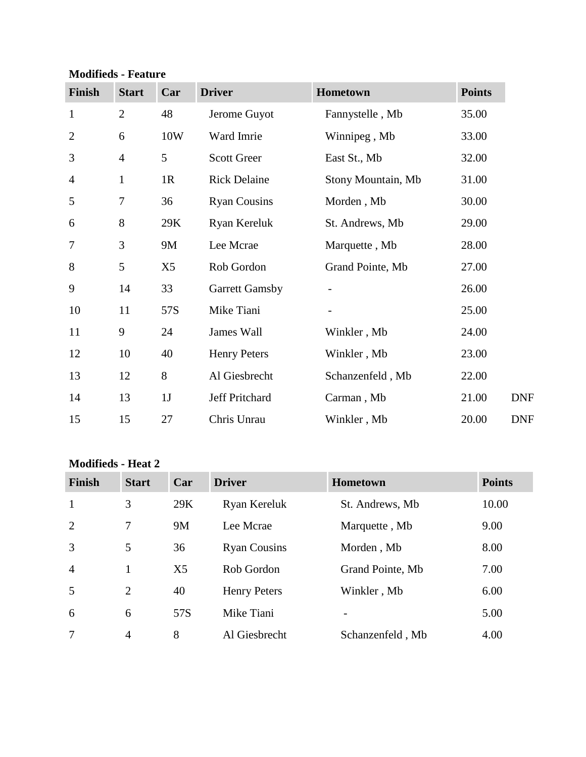**Modifieds - Feature**

| Finish | Start | Car | Driver | Hometown | Points | |
|---|---|---|---|---|---|---|
| 1 | 2 | 48 | Jerome Guyot | Fannystelle , Mb | 35.00 | |
| 2 | 6 | 10W | Ward Imrie | Winnipeg , Mb | 33.00 | |
| 3 | 4 | 5 | Scott Greer | East St., Mb | 32.00 | |
| 4 | 1 | 1R | Rick Delaine | Stony Mountain, Mb | 31.00 | |
| 5 | 7 | 36 | Ryan Cousins | Morden , Mb | 30.00 | |
| 6 | 8 | 29K | Ryan Kereluk | St. Andrews, Mb | 29.00 | |
| 7 | 3 | 9M | Lee Mcrae | Marquette , Mb | 28.00 | |
| 8 | 5 | X5 | Rob Gordon | Grand Pointe, Mb | 27.00 | |
| 9 | 14 | 33 | Garrett Gamsby | - | 26.00 | |
| 10 | 11 | 57S | Mike Tiani | - | 25.00 | |
| 11 | 9 | 24 | James Wall | Winkler , Mb | 24.00 | |
| 12 | 10 | 40 | Henry Peters | Winkler , Mb | 23.00 | |
| 13 | 12 | 8 | Al Giesbrecht | Schanzenfeld , Mb | 22.00 | |
| 14 | 13 | 1J | Jeff Pritchard | Carman , Mb | 21.00 | DNF |
| 15 | 15 | 27 | Chris Unrau | Winkler , Mb | 20.00 | DNF |

**Modifieds - Heat 2**

| Finish | Start | Car | Driver | Hometown | Points |
|---|---|---|---|---|---|
| 1 | 3 | 29K | Ryan Kereluk | St. Andrews, Mb | 10.00 |
| 2 | 7 | 9M | Lee Mcrae | Marquette , Mb | 9.00 |
| 3 | 5 | 36 | Ryan Cousins | Morden , Mb | 8.00 |
| 4 | 1 | X5 | Rob Gordon | Grand Pointe, Mb | 7.00 |
| 5 | 2 | 40 | Henry Peters | Winkler , Mb | 6.00 |
| 6 | 6 | 57S | Mike Tiani | - | 5.00 |
| 7 | 4 | 8 | Al Giesbrecht | Schanzenfeld , Mb | 4.00 |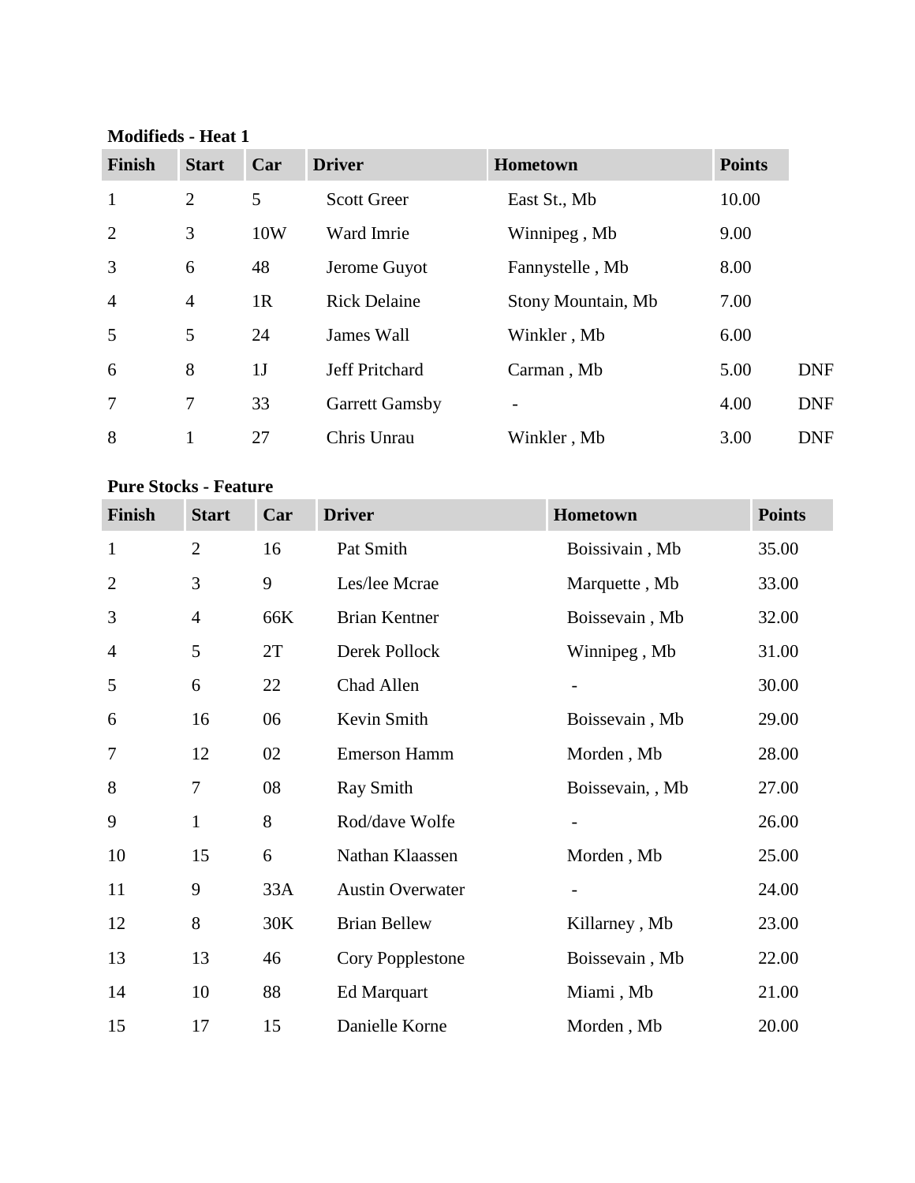**Modifieds - Heat 1**

| Finish | Start | Car | Driver | Hometown | Points | |
|---|---|---|---|---|---|---|
| 1 | 2 | 5 | Scott Greer | East St., Mb | 10.00 | |
| 2 | 3 | 10W | Ward Imrie | Winnipeg , Mb | 9.00 | |
| 3 | 6 | 48 | Jerome Guyot | Fannystelle , Mb | 8.00 | |
| 4 | 4 | 1R | Rick Delaine | Stony Mountain, Mb | 7.00 | |
| 5 | 5 | 24 | James Wall | Winkler , Mb | 6.00 | |
| 6 | 8 | 1J | Jeff Pritchard | Carman , Mb | 5.00 | DNF |
| 7 | 7 | 33 | Garrett Gamsby | - | 4.00 | DNF |
| 8 | 1 | 27 | Chris Unrau | Winkler , Mb | 3.00 | DNF |

**Pure Stocks - Feature**

| Finish | Start | Car | Driver | Hometown | Points |
|---|---|---|---|---|---|
| 1 | 2 | 16 | Pat Smith | Boissivain , Mb | 35.00 |
| 2 | 3 | 9 | Les/lee Mcrae | Marquette , Mb | 33.00 |
| 3 | 4 | 66K | Brian Kentner | Boissevain , Mb | 32.00 |
| 4 | 5 | 2T | Derek Pollock | Winnipeg , Mb | 31.00 |
| 5 | 6 | 22 | Chad Allen | - | 30.00 |
| 6 | 16 | 06 | Kevin Smith | Boissevain , Mb | 29.00 |
| 7 | 12 | 02 | Emerson Hamm | Morden , Mb | 28.00 |
| 8 | 7 | 08 | Ray Smith | Boissevain, , Mb | 27.00 |
| 9 | 1 | 8 | Rod/dave Wolfe | - | 26.00 |
| 10 | 15 | 6 | Nathan Klaassen | Morden , Mb | 25.00 |
| 11 | 9 | 33A | Austin Overwater | - | 24.00 |
| 12 | 8 | 30K | Brian Bellew | Killarney , Mb | 23.00 |
| 13 | 13 | 46 | Cory Popplestone | Boissevain , Mb | 22.00 |
| 14 | 10 | 88 | Ed Marquart | Miami , Mb | 21.00 |
| 15 | 17 | 15 | Danielle Korne | Morden , Mb | 20.00 |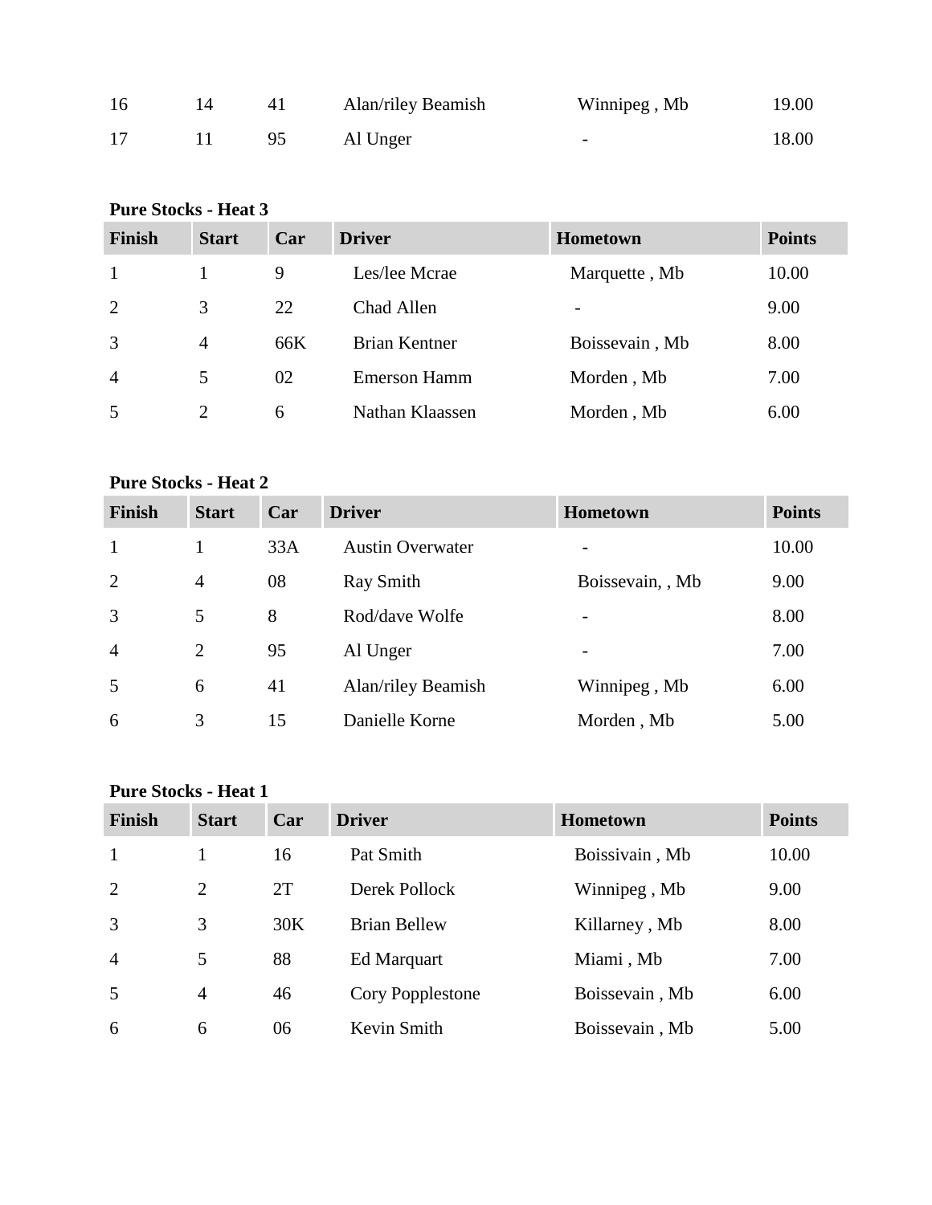| 16 | 14 | 41 | Alan/riley Beamish | Winnipeg , Mb | 19.00 |
|---|---|---|---|---|---|
| 17 | 11 | 95 | Al Unger | - | 18.00 |

**Pure Stocks - Heat 3**

| Finish | Start | Car | Driver | Hometown | Points |
|---|---|---|---|---|---|
| 1 | 1 | 9 | Les/lee Mcrae | Marquette , Mb | 10.00 |
| 2 | 3 | 22 | Chad Allen | - | 9.00 |
| 3 | 4 | 66K | Brian Kentner | Boissevain , Mb | 8.00 |
| 4 | 5 | 02 | Emerson Hamm | Morden , Mb | 7.00 |
| 5 | 2 | 6 | Nathan Klaassen | Morden , Mb | 6.00 |

**Pure Stocks - Heat 2**

| Finish | Start | Car | Driver | Hometown | Points |
|---|---|---|---|---|---|
| 1 | 1 | 33A | Austin Overwater | - | 10.00 |
| 2 | 4 | 08 | Ray Smith | Boissevain, , Mb | 9.00 |
| 3 | 5 | 8 | Rod/dave Wolfe | - | 8.00 |
| 4 | 2 | 95 | Al Unger | - | 7.00 |
| 5 | 6 | 41 | Alan/riley Beamish | Winnipeg , Mb | 6.00 |
| 6 | 3 | 15 | Danielle Korne | Morden , Mb | 5.00 |

**Pure Stocks - Heat 1**

| Finish | Start | Car | Driver | Hometown | Points |
|---|---|---|---|---|---|
| 1 | 1 | 16 | Pat Smith | Boissivain , Mb | 10.00 |
| 2 | 2 | 2T | Derek Pollock | Winnipeg , Mb | 9.00 |
| 3 | 3 | 30K | Brian Bellew | Killarney , Mb | 8.00 |
| 4 | 5 | 88 | Ed Marquart | Miami , Mb | 7.00 |
| 5 | 4 | 46 | Cory Popplestone | Boissevain , Mb | 6.00 |
| 6 | 6 | 06 | Kevin Smith | Boissevain , Mb | 5.00 |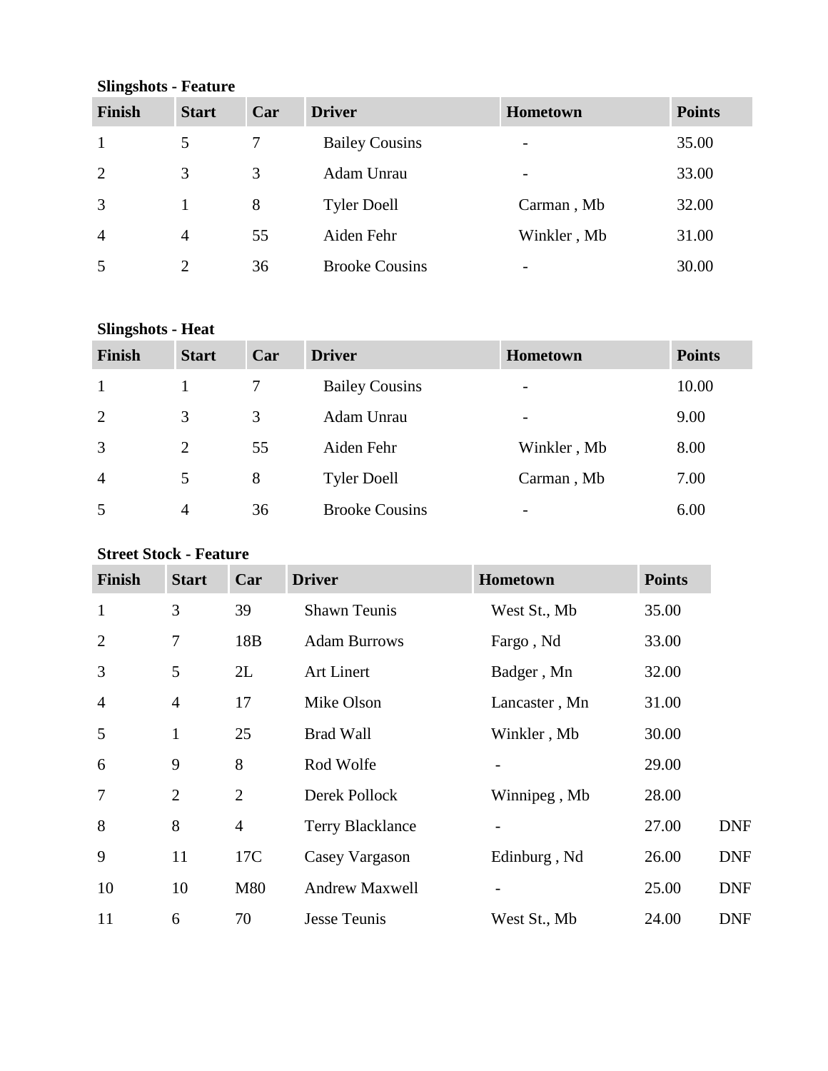**Slingshots - Feature**

| Finish | Start | Car | Driver | Hometown | Points |
|---|---|---|---|---|---|
| 1 | 5 | 7 | Bailey Cousins | - | 35.00 |
| 2 | 3 | 3 | Adam Unrau | - | 33.00 |
| 3 | 1 | 8 | Tyler Doell | Carman , Mb | 32.00 |
| 4 | 4 | 55 | Aiden Fehr | Winkler , Mb | 31.00 |
| 5 | 2 | 36 | Brooke Cousins | - | 30.00 |

**Slingshots - Heat**

| Finish | Start | Car | Driver | Hometown | Points |
|---|---|---|---|---|---|
| 1 | 1 | 7 | Bailey Cousins | - | 10.00 |
| 2 | 3 | 3 | Adam Unrau | - | 9.00 |
| 3 | 2 | 55 | Aiden Fehr | Winkler , Mb | 8.00 |
| 4 | 5 | 8 | Tyler Doell | Carman , Mb | 7.00 |
| 5 | 4 | 36 | Brooke Cousins | - | 6.00 |

**Street Stock - Feature**

| Finish | Start | Car | Driver | Hometown | Points | |
|---|---|---|---|---|---|---|
| 1 | 3 | 39 | Shawn Teunis | West St., Mb | 35.00 | |
| 2 | 7 | 18B | Adam Burrows | Fargo , Nd | 33.00 | |
| 3 | 5 | 2L | Art Linert | Badger , Mn | 32.00 | |
| 4 | 4 | 17 | Mike Olson | Lancaster , Mn | 31.00 | |
| 5 | 1 | 25 | Brad Wall | Winkler , Mb | 30.00 | |
| 6 | 9 | 8 | Rod Wolfe | - | 29.00 | |
| 7 | 2 | 2 | Derek Pollock | Winnipeg , Mb | 28.00 | |
| 8 | 8 | 4 | Terry Blacklance | - | 27.00 | DNF |
| 9 | 11 | 17C | Casey Vargason | Edinburg , Nd | 26.00 | DNF |
| 10 | 10 | M80 | Andrew Maxwell | - | 25.00 | DNF |
| 11 | 6 | 70 | Jesse Teunis | West St., Mb | 24.00 | DNF |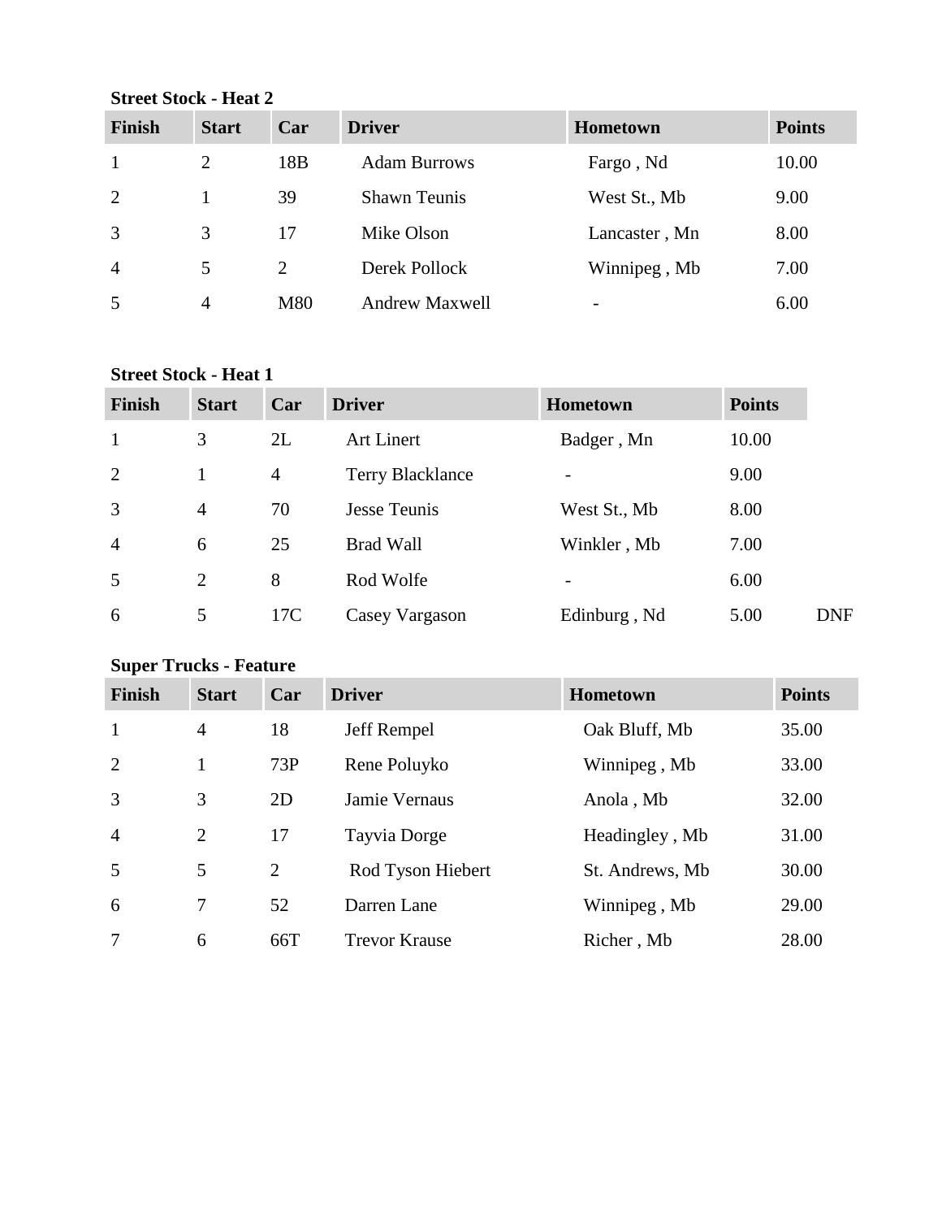**Street Stock - Heat 2**

| Finish | Start | Car | Driver | Hometown | Points |
|---|---|---|---|---|---|
| 1 | 2 | 18B | Adam Burrows | Fargo , Nd | 10.00 |
| 2 | 1 | 39 | Shawn Teunis | West St., Mb | 9.00 |
| 3 | 3 | 17 | Mike Olson | Lancaster , Mn | 8.00 |
| 4 | 5 | 2 | Derek Pollock | Winnipeg , Mb | 7.00 |
| 5 | 4 | M80 | Andrew Maxwell | - | 6.00 |

**Street Stock - Heat 1**

| Finish | Start | Car | Driver | Hometown | Points | |
|---|---|---|---|---|---|---|
| 1 | 3 | 2L | Art Linert | Badger , Mn | 10.00 | |
| 2 | 1 | 4 | Terry Blacklance | - | 9.00 | |
| 3 | 4 | 70 | Jesse Teunis | West St., Mb | 8.00 | |
| 4 | 6 | 25 | Brad Wall | Winkler , Mb | 7.00 | |
| 5 | 2 | 8 | Rod Wolfe | - | 6.00 | |
| 6 | 5 | 17C | Casey Vargason | Edinburg , Nd | 5.00 | DNF |

**Super Trucks - Feature**

| Finish | Start | Car | Driver | Hometown | Points |
|---|---|---|---|---|---|
| 1 | 4 | 18 | Jeff Rempel | Oak Bluff, Mb | 35.00 |
| 2 | 1 | 73P | Rene Poluyko | Winnipeg , Mb | 33.00 |
| 3 | 3 | 2D | Jamie Vernaus | Anola , Mb | 32.00 |
| 4 | 2 | 17 | Tayvia Dorge | Headingley , Mb | 31.00 |
| 5 | 5 | 2 | Rod Tyson Hiebert | St. Andrews, Mb | 30.00 |
| 6 | 7 | 52 | Darren Lane | Winnipeg , Mb | 29.00 |
| 7 | 6 | 66T | Trevor Krause | Richer , Mb | 28.00 |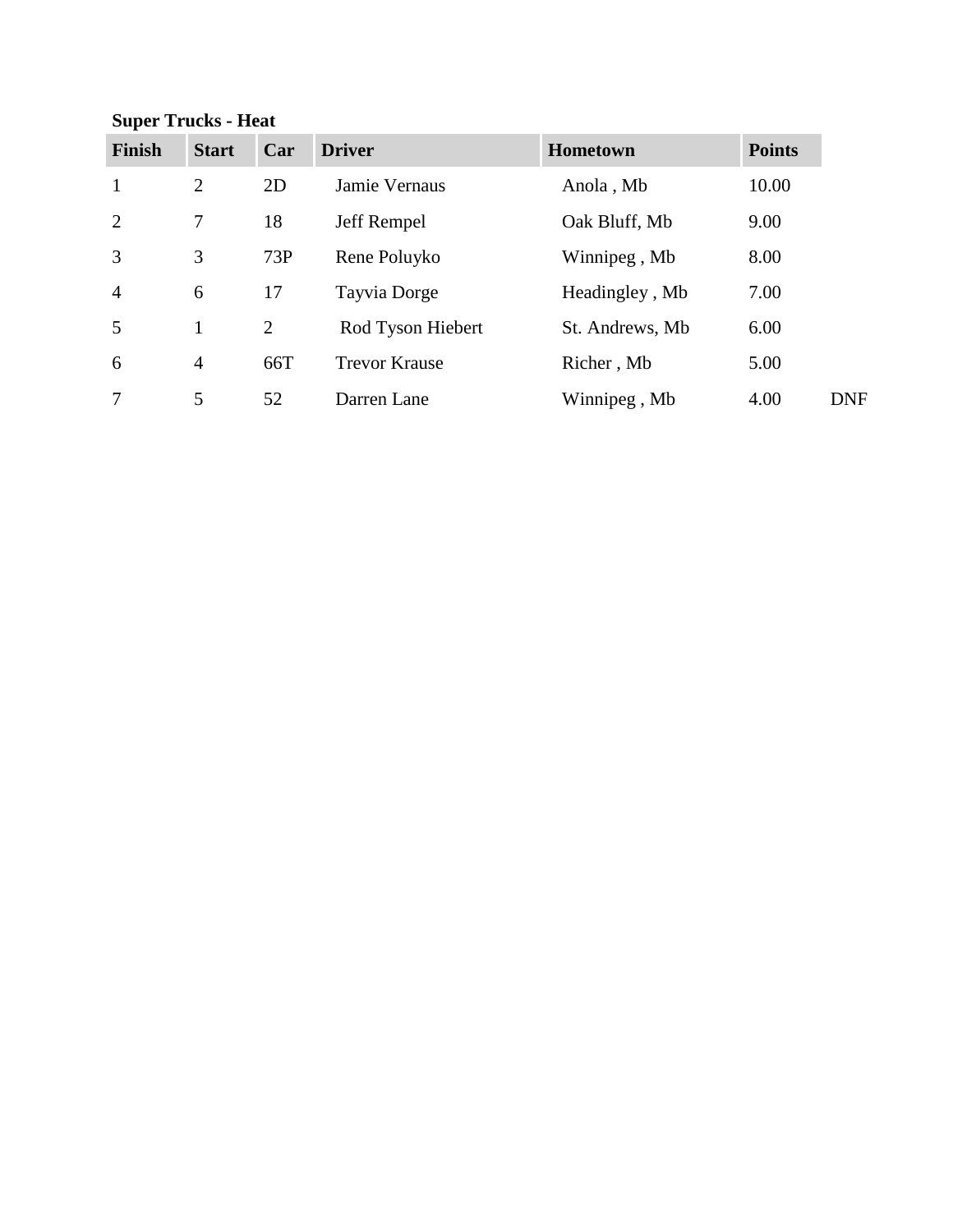**Super Trucks - Heat**

| Finish | Start | Car | Driver | Hometown | Points | |
|---|---|---|---|---|---|---|
| 1 | 2 | 2D | Jamie Vernaus | Anola , Mb | 10.00 | |
| 2 | 7 | 18 | Jeff Rempel | Oak Bluff, Mb | 9.00 | |
| 3 | 3 | 73P | Rene Poluyko | Winnipeg , Mb | 8.00 | |
| 4 | 6 | 17 | Tayvia Dorge | Headingley , Mb | 7.00 | |
| 5 | 1 | 2 | Rod Tyson Hiebert | St. Andrews, Mb | 6.00 | |
| 6 | 4 | 66T | Trevor Krause | Richer , Mb | 5.00 | |
| 7 | 5 | 52 | Darren Lane | Winnipeg , Mb | 4.00 | DNF |